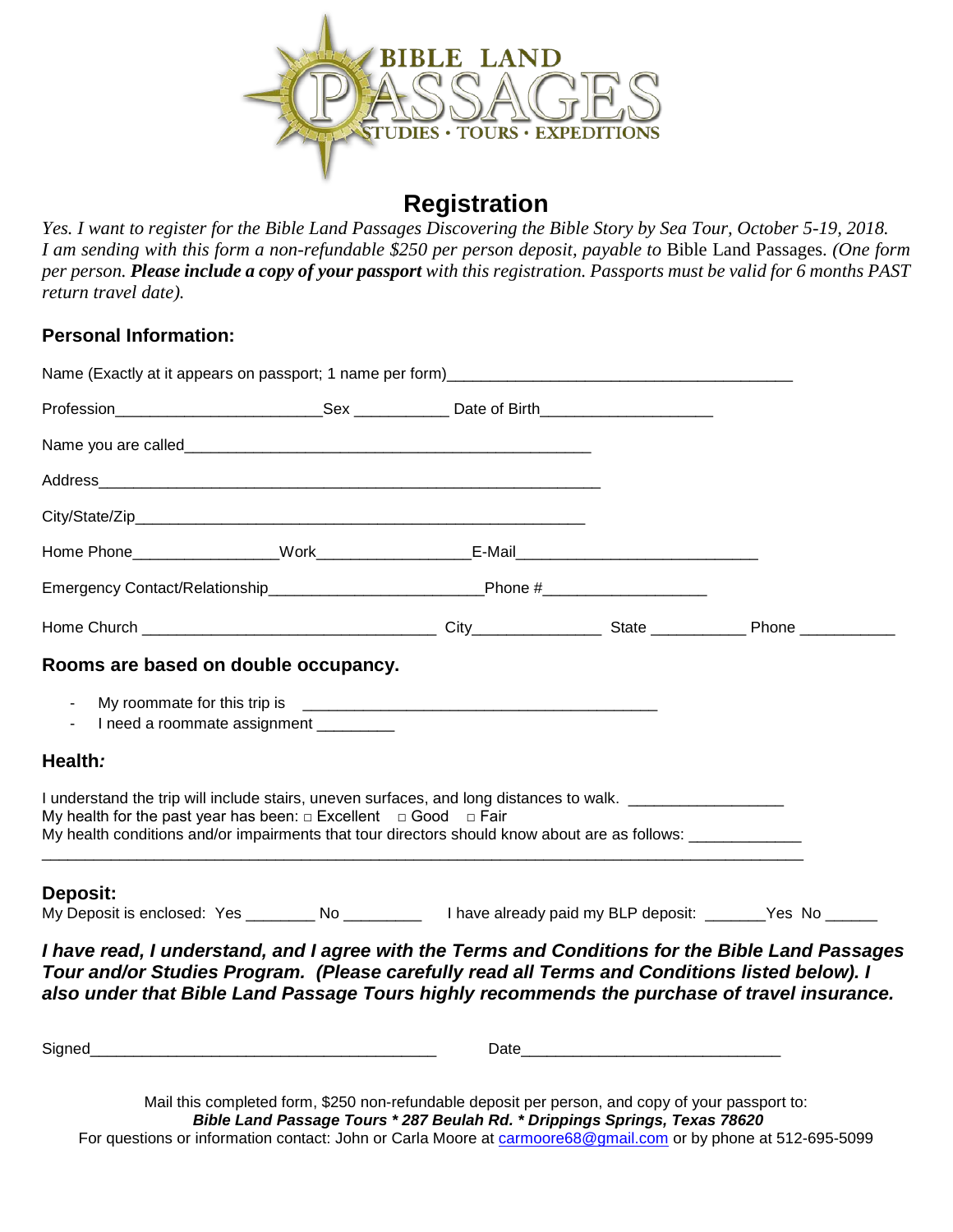BIBLE LAND PASSAGES
STUDIES • TOURS • EXPEDITIONS

# Registration

*Yes. I want to register for the Bible Land Passages Discovering the Bible Story by Sea Tour, October 5-19, 2018. I am sending with this form a non-refundable $250 per person deposit, payable to* Bible Land Passages. *(One form per person.* ***Please include a copy of your passport*** *with this registration. Passports must be valid for 6 months PAST return travel date).*

## Personal Information:

Name (Exactly at it appears on passport; 1 name per form)________________________________________

Profession________________________Sex ___________ Date of Birth____________________

Name you are called_______________________________________________

Address__________________________________________________________

City/State/Zip____________________________________________________

Home Phone_________________Work_________________E-Mail___________________________

Emergency Contact/Relationship________________________Phone #___________________

Home Church _________________________________ City_______________ State ___________ Phone ___________

## Rooms are based on double occupancy.

- My roommate for this trip is _________________________________________
- I need a roommate assignment _________

## Health*:*

I understand the trip will include stairs, uneven surfaces, and long distances to walk. __________________

My health for the past year has been: □ Excellent □ Good □ Fair

My health conditions and/or impairments that tour directors should know about are as follows: _____________

_____________________________________________________________________________________

## Deposit:

My Deposit is enclosed: Yes ________ No _________ I have already paid my BLP deposit: _______Yes No ______

***I have read, I understand, and I agree with the Terms and Conditions for the Bible Land Passages Tour and/or Studies Program. (Please carefully read all Terms and Conditions listed below). I also under that Bible Land Passage Tours highly recommends the purchase of travel insurance.***

Signed________________________________________ Date______________________________

Mail this completed form, $250 non-refundable deposit per person, and copy of your passport to:

***Bible Land Passage Tours * 287 Beulah Rd. * Drippings Springs, Texas 78620***

For questions or information contact: John or Carla Moore at carmoore68@gmail.com or by phone at 512-695-5099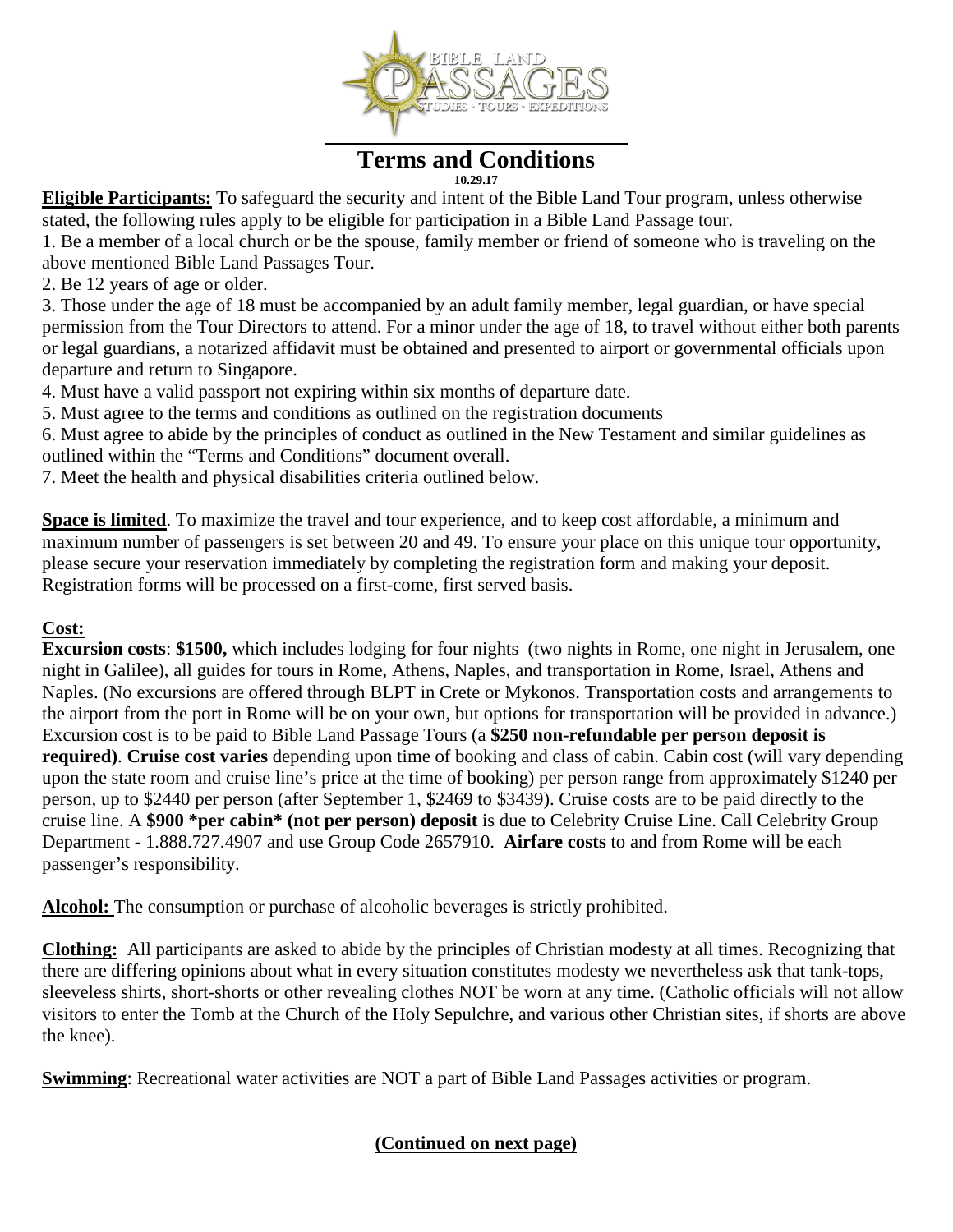# Terms and Conditions

**10.29.17**

**Eligible Participants:** To safeguard the security and intent of the Bible Land Tour program, unless otherwise stated, the following rules apply to be eligible for participation in a Bible Land Passage tour.

1. Be a member of a local church or be the spouse, family member or friend of someone who is traveling on the above mentioned Bible Land Passages Tour.
2. Be 12 years of age or older.
3. Those under the age of 18 must be accompanied by an adult family member, legal guardian, or have special permission from the Tour Directors to attend. For a minor under the age of 18, to travel without either both parents or legal guardians, a notarized affidavit must be obtained and presented to airport or governmental officials upon departure and return to Singapore.
4. Must have a valid passport not expiring within six months of departure date.
5. Must agree to the terms and conditions as outlined on the registration documents
6. Must agree to abide by the principles of conduct as outlined in the New Testament and similar guidelines as outlined within the "Terms and Conditions" document overall.
7. Meet the health and physical disabilities criteria outlined below.

**Space is limited**. To maximize the travel and tour experience, and to keep cost affordable, a minimum and maximum number of passengers is set between 20 and 49. To ensure your place on this unique tour opportunity, please secure your reservation immediately by completing the registration form and making your deposit. Registration forms will be processed on a first-come, first served basis.

**Cost:**

**Excursion costs**: **$1500,** which includes lodging for four nights (two nights in Rome, one night in Jerusalem, one night in Galilee), all guides for tours in Rome, Athens, Naples, and transportation in Rome, Israel, Athens and Naples. (No excursions are offered through BLPT in Crete or Mykonos. Transportation costs and arrangements to the airport from the port in Rome will be on your own, but options for transportation will be provided in advance.) Excursion cost is to be paid to Bible Land Passage Tours (a **$250 non-refundable per person deposit is required)**. **Cruise cost varies** depending upon time of booking and class of cabin. Cabin cost (will vary depending upon the state room and cruise line's price at the time of booking) per person range from approximately $1240 per person, up to $2440 per person (after September 1, $2469 to $3439). Cruise costs are to be paid directly to the cruise line. A **$900 *per cabin* (not per person) deposit** is due to Celebrity Cruise Line. Call Celebrity Group Department - 1.888.727.4907 and use Group Code 2657910. **Airfare costs** to and from Rome will be each passenger's responsibility.

**Alcohol:** The consumption or purchase of alcoholic beverages is strictly prohibited.

**Clothing:** All participants are asked to abide by the principles of Christian modesty at all times. Recognizing that there are differing opinions about what in every situation constitutes modesty we nevertheless ask that tank-tops, sleeveless shirts, short-shorts or other revealing clothes NOT be worn at any time. (Catholic officials will not allow visitors to enter the Tomb at the Church of the Holy Sepulchre, and various other Christian sites, if shorts are above the knee).

**Swimming**: Recreational water activities are NOT a part of Bible Land Passages activities or program.

**(Continued on next page)**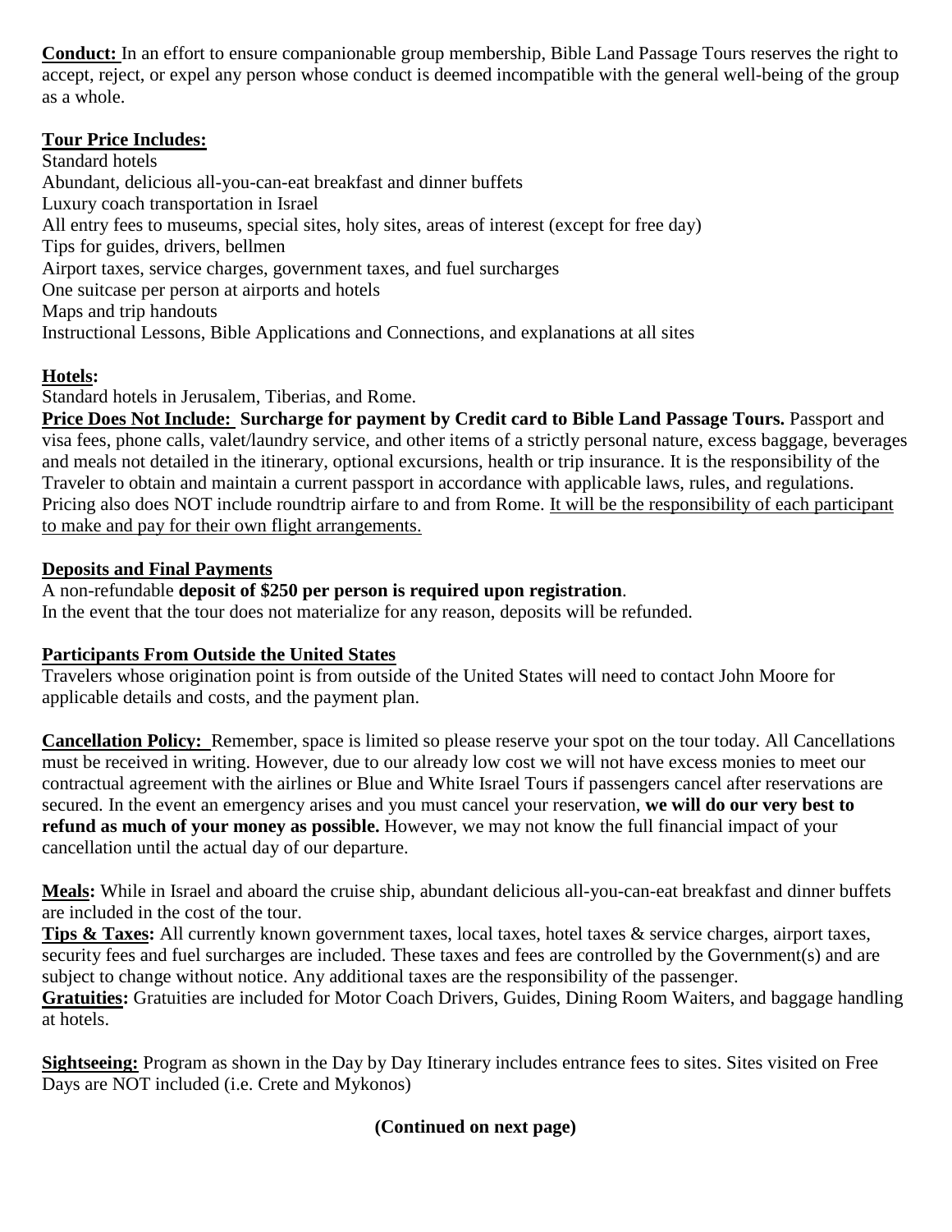**Conduct:** In an effort to ensure companionable group membership, Bible Land Passage Tours reserves the right to accept, reject, or expel any person whose conduct is deemed incompatible with the general well-being of the group as a whole.

**Tour Price Includes:**

Standard hotels
Abundant, delicious all-you-can-eat breakfast and dinner buffets
Luxury coach transportation in Israel
All entry fees to museums, special sites, holy sites, areas of interest (except for free day)
Tips for guides, drivers, bellmen
Airport taxes, service charges, government taxes, and fuel surcharges
One suitcase per person at airports and hotels
Maps and trip handouts
Instructional Lessons, Bible Applications and Connections, and explanations at all sites

**Hotels:**

Standard hotels in Jerusalem, Tiberias, and Rome.

**Price Does Not Include: Surcharge for payment by Credit card to Bible Land Passage Tours.** Passport and visa fees, phone calls, valet/laundry service, and other items of a strictly personal nature, excess baggage, beverages and meals not detailed in the itinerary, optional excursions, health or trip insurance. It is the responsibility of the Traveler to obtain and maintain a current passport in accordance with applicable laws, rules, and regulations. Pricing also does NOT include roundtrip airfare to and from Rome. It will be the responsibility of each participant to make and pay for their own flight arrangements.

**Deposits and Final Payments**

A non-refundable **deposit of $250 per person is required upon registration**.
In the event that the tour does not materialize for any reason, deposits will be refunded.

**Participants From Outside the United States**

Travelers whose origination point is from outside of the United States will need to contact John Moore for applicable details and costs, and the payment plan.

**Cancellation Policy:** Remember, space is limited so please reserve your spot on the tour today. All Cancellations must be received in writing. However, due to our already low cost we will not have excess monies to meet our contractual agreement with the airlines or Blue and White Israel Tours if passengers cancel after reservations are secured. In the event an emergency arises and you must cancel your reservation, **we will do our very best to refund as much of your money as possible.** However, we may not know the full financial impact of your cancellation until the actual day of our departure.

**Meals:** While in Israel and aboard the cruise ship, abundant delicious all-you-can-eat breakfast and dinner buffets are included in the cost of the tour.

**Tips & Taxes:** All currently known government taxes, local taxes, hotel taxes & service charges, airport taxes, security fees and fuel surcharges are included. These taxes and fees are controlled by the Government(s) and are subject to change without notice. Any additional taxes are the responsibility of the passenger.

**Gratuities:** Gratuities are included for Motor Coach Drivers, Guides, Dining Room Waiters, and baggage handling at hotels.

**Sightseeing:** Program as shown in the Day by Day Itinerary includes entrance fees to sites. Sites visited on Free Days are NOT included (i.e. Crete and Mykonos)

**(Continued on next page)**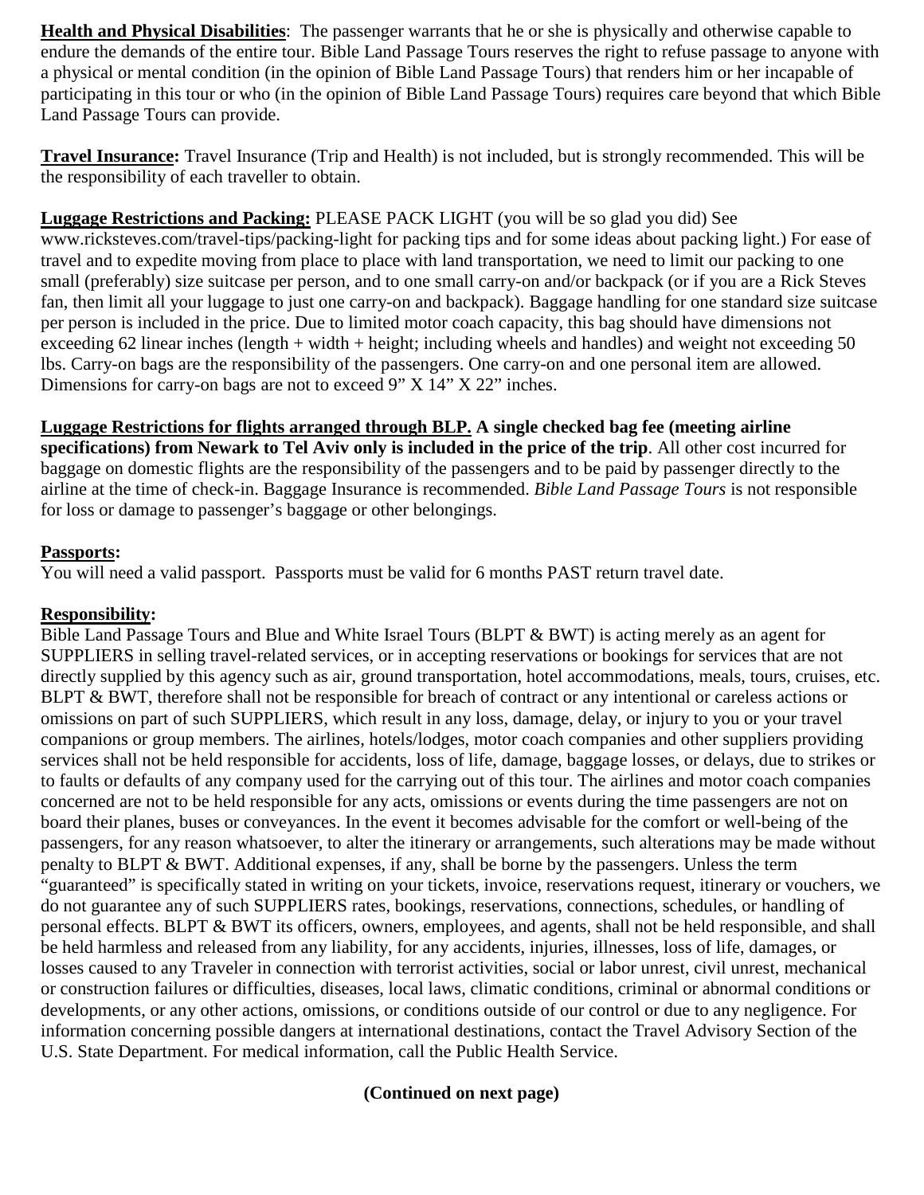**Health and Physical Disabilities**: The passenger warrants that he or she is physically and otherwise capable to endure the demands of the entire tour. Bible Land Passage Tours reserves the right to refuse passage to anyone with a physical or mental condition (in the opinion of Bible Land Passage Tours) that renders him or her incapable of participating in this tour or who (in the opinion of Bible Land Passage Tours) requires care beyond that which Bible Land Passage Tours can provide.

**Travel Insurance:** Travel Insurance (Trip and Health) is not included, but is strongly recommended. This will be the responsibility of each traveller to obtain.

**Luggage Restrictions and Packing:** PLEASE PACK LIGHT (you will be so glad you did) See www.ricksteves.com/travel-tips/packing-light for packing tips and for some ideas about packing light.) For ease of travel and to expedite moving from place to place with land transportation, we need to limit our packing to one small (preferably) size suitcase per person, and to one small carry-on and/or backpack (or if you are a Rick Steves fan, then limit all your luggage to just one carry-on and backpack). Baggage handling for one standard size suitcase per person is included in the price. Due to limited motor coach capacity, this bag should have dimensions not exceeding 62 linear inches (length + width + height; including wheels and handles) and weight not exceeding 50 lbs. Carry-on bags are the responsibility of the passengers. One carry-on and one personal item are allowed. Dimensions for carry-on bags are not to exceed 9" X 14" X 22" inches.

**Luggage Restrictions for flights arranged through BLP. A single checked bag fee (meeting airline specifications) from Newark to Tel Aviv only is included in the price of the trip**. All other cost incurred for baggage on domestic flights are the responsibility of the passengers and to be paid by passenger directly to the airline at the time of check-in. Baggage Insurance is recommended. *Bible Land Passage Tours* is not responsible for loss or damage to passenger's baggage or other belongings.

**Passports:**
You will need a valid passport. Passports must be valid for 6 months PAST return travel date.

**Responsibility:**
Bible Land Passage Tours and Blue and White Israel Tours (BLPT & BWT) is acting merely as an agent for SUPPLIERS in selling travel-related services, or in accepting reservations or bookings for services that are not directly supplied by this agency such as air, ground transportation, hotel accommodations, meals, tours, cruises, etc. BLPT & BWT, therefore shall not be responsible for breach of contract or any intentional or careless actions or omissions on part of such SUPPLIERS, which result in any loss, damage, delay, or injury to you or your travel companions or group members. The airlines, hotels/lodges, motor coach companies and other suppliers providing services shall not be held responsible for accidents, loss of life, damage, baggage losses, or delays, due to strikes or to faults or defaults of any company used for the carrying out of this tour. The airlines and motor coach companies concerned are not to be held responsible for any acts, omissions or events during the time passengers are not on board their planes, buses or conveyances. In the event it becomes advisable for the comfort or well-being of the passengers, for any reason whatsoever, to alter the itinerary or arrangements, such alterations may be made without penalty to BLPT & BWT. Additional expenses, if any, shall be borne by the passengers. Unless the term "guaranteed" is specifically stated in writing on your tickets, invoice, reservations request, itinerary or vouchers, we do not guarantee any of such SUPPLIERS rates, bookings, reservations, connections, schedules, or handling of personal effects. BLPT & BWT its officers, owners, employees, and agents, shall not be held responsible, and shall be held harmless and released from any liability, for any accidents, injuries, illnesses, loss of life, damages, or losses caused to any Traveler in connection with terrorist activities, social or labor unrest, civil unrest, mechanical or construction failures or difficulties, diseases, local laws, climatic conditions, criminal or abnormal conditions or developments, or any other actions, omissions, or conditions outside of our control or due to any negligence. For information concerning possible dangers at international destinations, contact the Travel Advisory Section of the U.S. State Department. For medical information, call the Public Health Service.

**(Continued on next page)**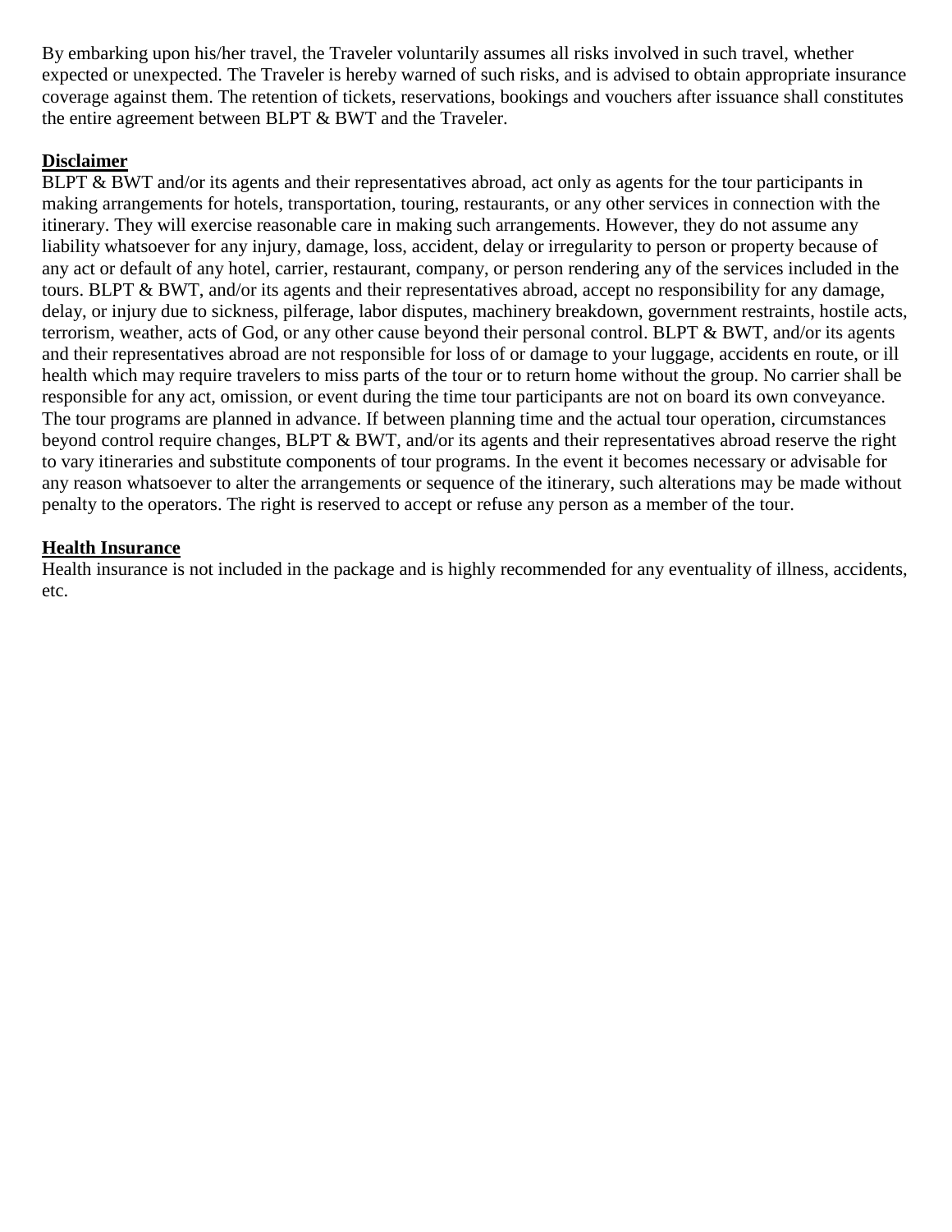By embarking upon his/her travel, the Traveler voluntarily assumes all risks involved in such travel, whether expected or unexpected. The Traveler is hereby warned of such risks, and is advised to obtain appropriate insurance coverage against them. The retention of tickets, reservations, bookings and vouchers after issuance shall constitutes the entire agreement between BLPT & BWT and the Traveler.

## Disclaimer

BLPT & BWT and/or its agents and their representatives abroad, act only as agents for the tour participants in making arrangements for hotels, transportation, touring, restaurants, or any other services in connection with the itinerary. They will exercise reasonable care in making such arrangements. However, they do not assume any liability whatsoever for any injury, damage, loss, accident, delay or irregularity to person or property because of any act or default of any hotel, carrier, restaurant, company, or person rendering any of the services included in the tours. BLPT & BWT, and/or its agents and their representatives abroad, accept no responsibility for any damage, delay, or injury due to sickness, pilferage, labor disputes, machinery breakdown, government restraints, hostile acts, terrorism, weather, acts of God, or any other cause beyond their personal control. BLPT & BWT, and/or its agents and their representatives abroad are not responsible for loss of or damage to your luggage, accidents en route, or ill health which may require travelers to miss parts of the tour or to return home without the group. No carrier shall be responsible for any act, omission, or event during the time tour participants are not on board its own conveyance. The tour programs are planned in advance. If between planning time and the actual tour operation, circumstances beyond control require changes, BLPT & BWT, and/or its agents and their representatives abroad reserve the right to vary itineraries and substitute components of tour programs. In the event it becomes necessary or advisable for any reason whatsoever to alter the arrangements or sequence of the itinerary, such alterations may be made without penalty to the operators. The right is reserved to accept or refuse any person as a member of the tour.

## Health Insurance

Health insurance is not included in the package and is highly recommended for any eventuality of illness, accidents, etc.